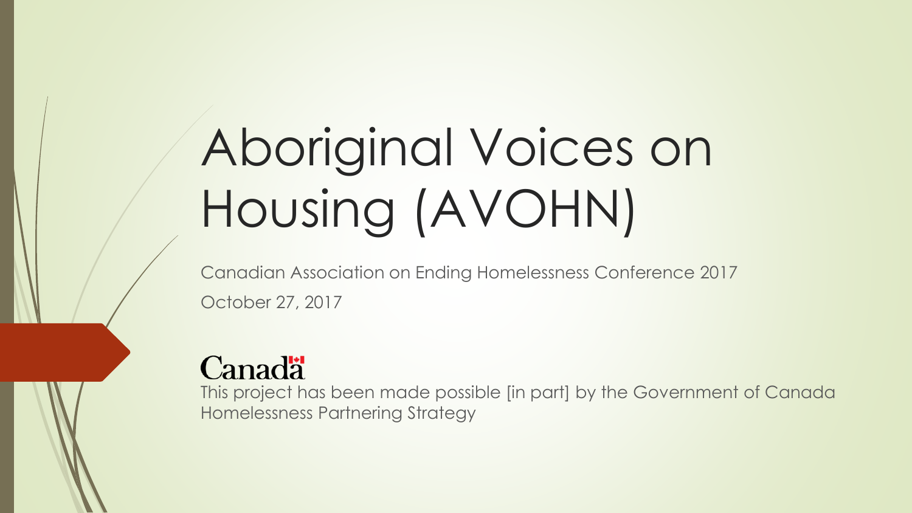# Aboriginal Voices on Housing (AVOHN)

Canadian Association on Ending Homelessness Conference 2017

October 27, 2017

Canada

This project has been made possible [in part] by the Government of Canada Homelessness Partnering Strategy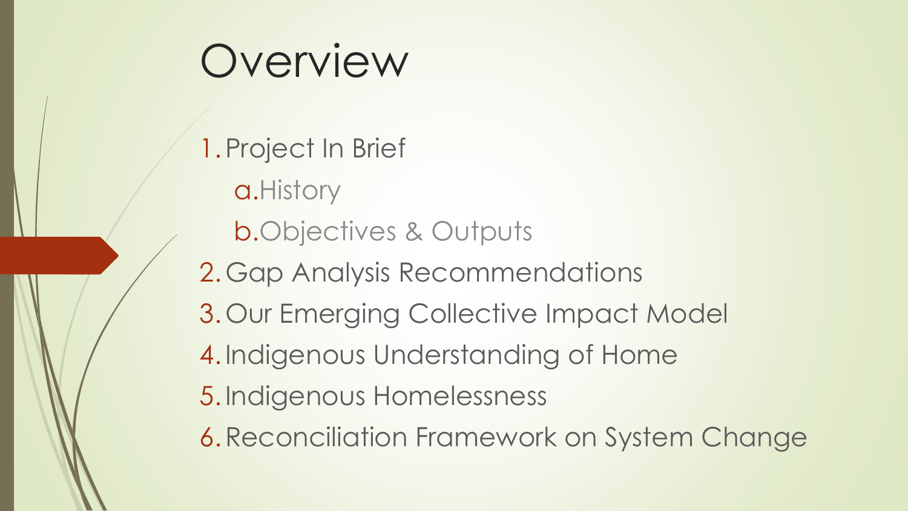# Overview

1. Project In Brief
   a. History
   b. Objectives & Outputs
2. Gap Analysis Recommendations
3. Our Emerging Collective Impact Model
4. Indigenous Understanding of Home
5. Indigenous Homelessness
6. Reconciliation Framework on System Change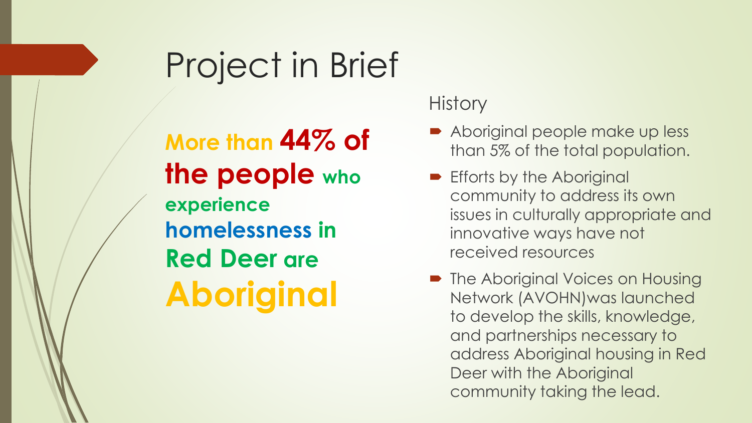# Project in Brief

**More than 44% of the people who experience homelessness in Red Deer are Aboriginal**

## History

- Aboriginal people make up less than 5% of the total population.
- Efforts by the Aboriginal community to address its own issues in culturally appropriate and innovative ways have not received resources
- The Aboriginal Voices on Housing Network (AVOHN)was launched to develop the skills, knowledge, and partnerships necessary to address Aboriginal housing in Red Deer with the Aboriginal community taking the lead.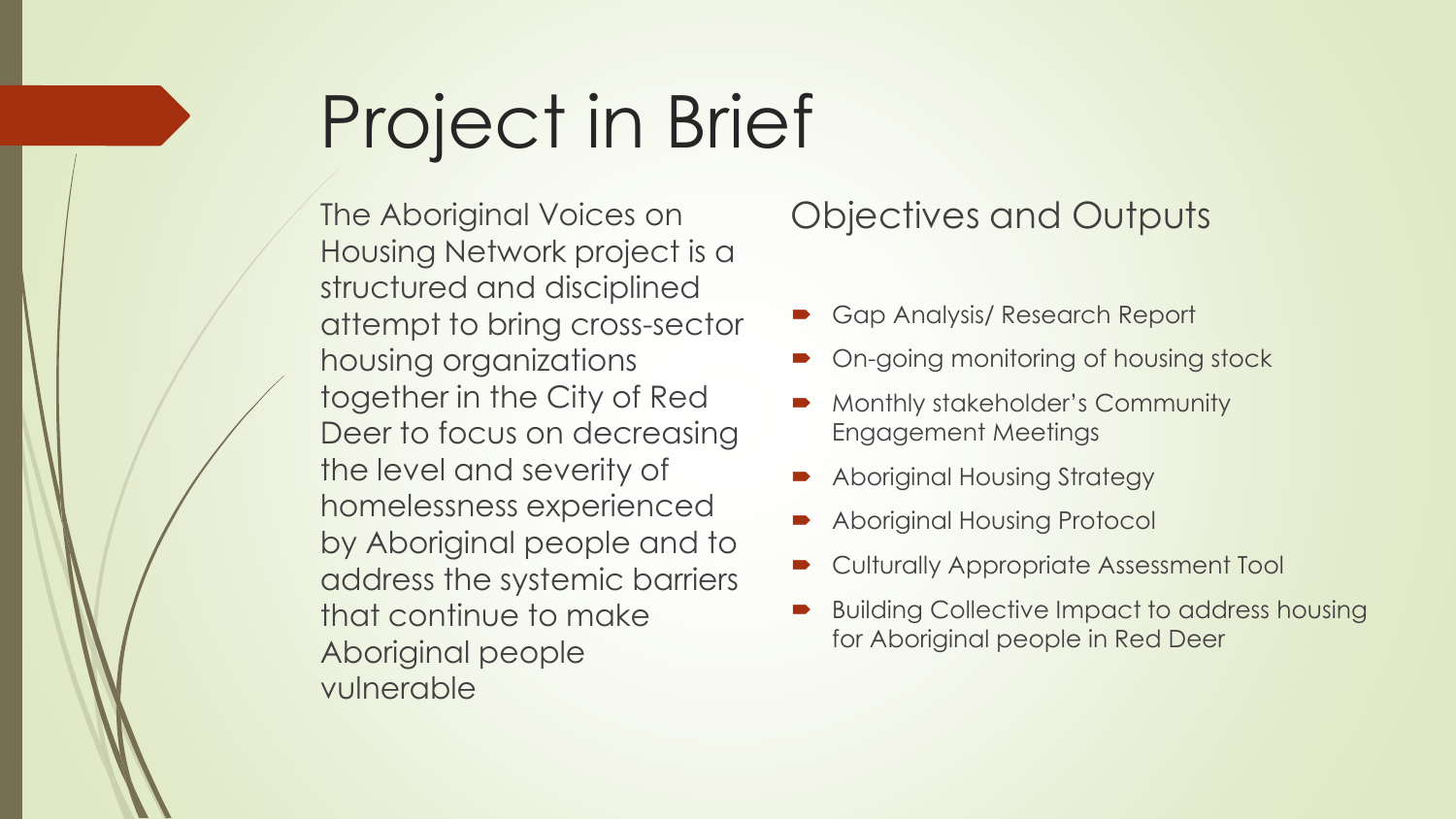# Project in Brief

The Aboriginal Voices on Housing Network project is a structured and disciplined attempt to bring cross-sector housing organizations together in the City of Red Deer to focus on decreasing the level and severity of homelessness experienced by Aboriginal people and to address the systemic barriers that continue to make Aboriginal people vulnerable

## Objectives and Outputs

- Gap Analysis/ Research Report
- On-going monitoring of housing stock
- Monthly stakeholder's Community Engagement Meetings
- Aboriginal Housing Strategy
- Aboriginal Housing Protocol
- Culturally Appropriate Assessment Tool
- Building Collective Impact to address housing for Aboriginal people in Red Deer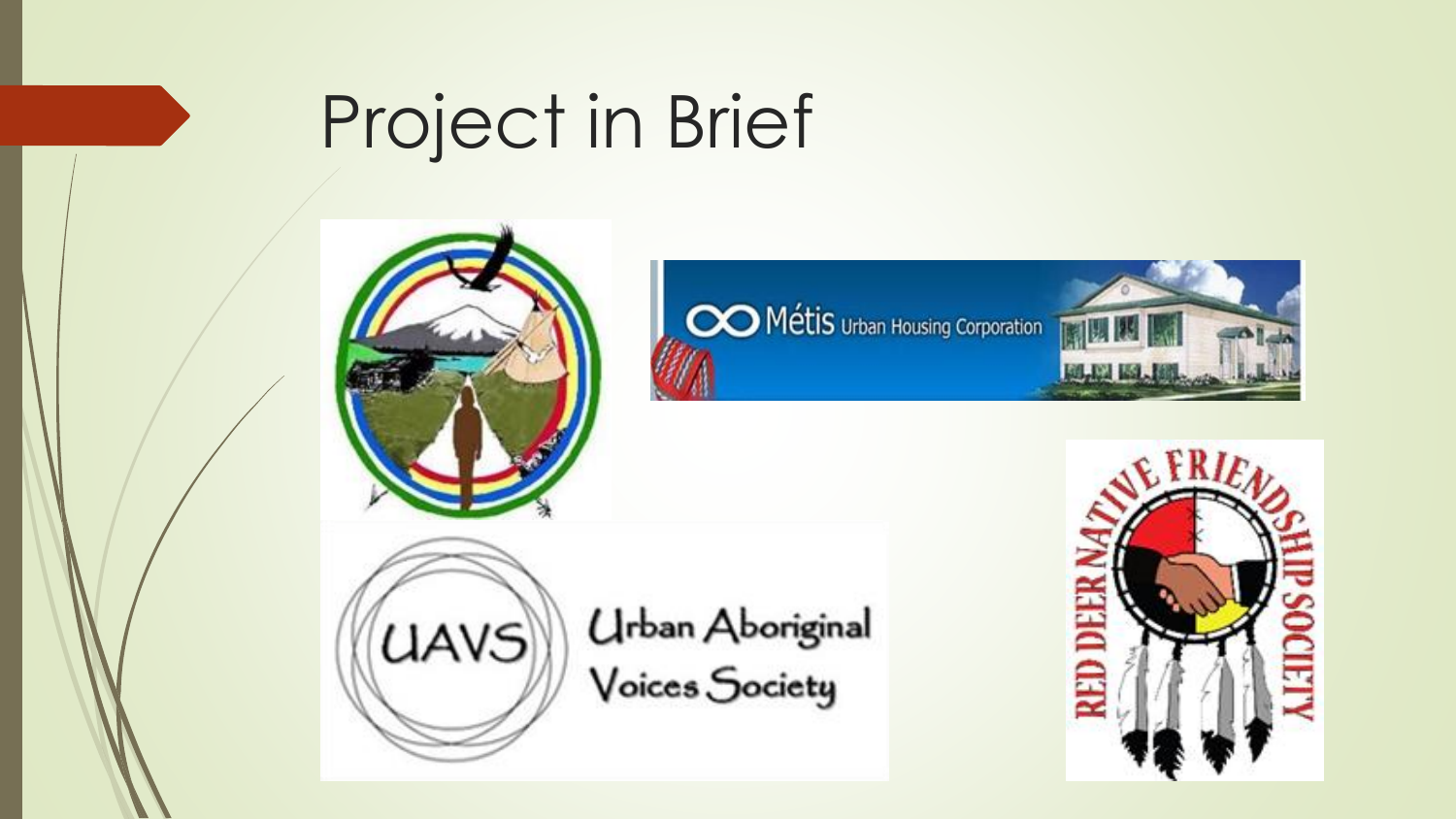# Project in Brief

Métis Urban Housing Corporation

UAVS Urban Aboriginal Voices Society

RED DEER NATIVE FRIENDSHIP SOCIETY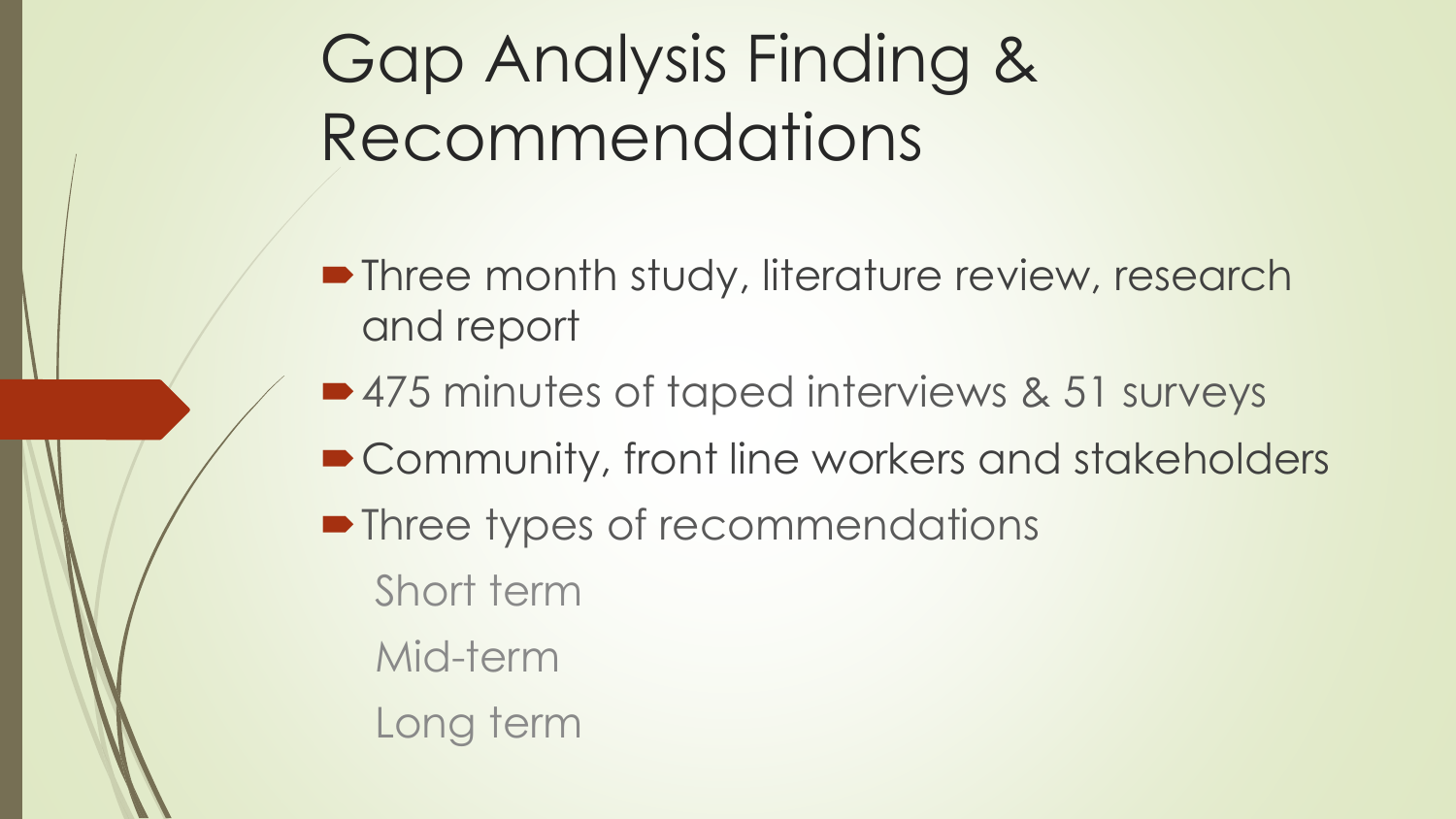# Gap Analysis Finding & Recommendations

- Three month study, literature review, research and report
- 475 minutes of taped interviews & 51 surveys
- Community, front line workers and stakeholders
- Three types of recommendations
  - Short term
  - Mid-term
  - Long term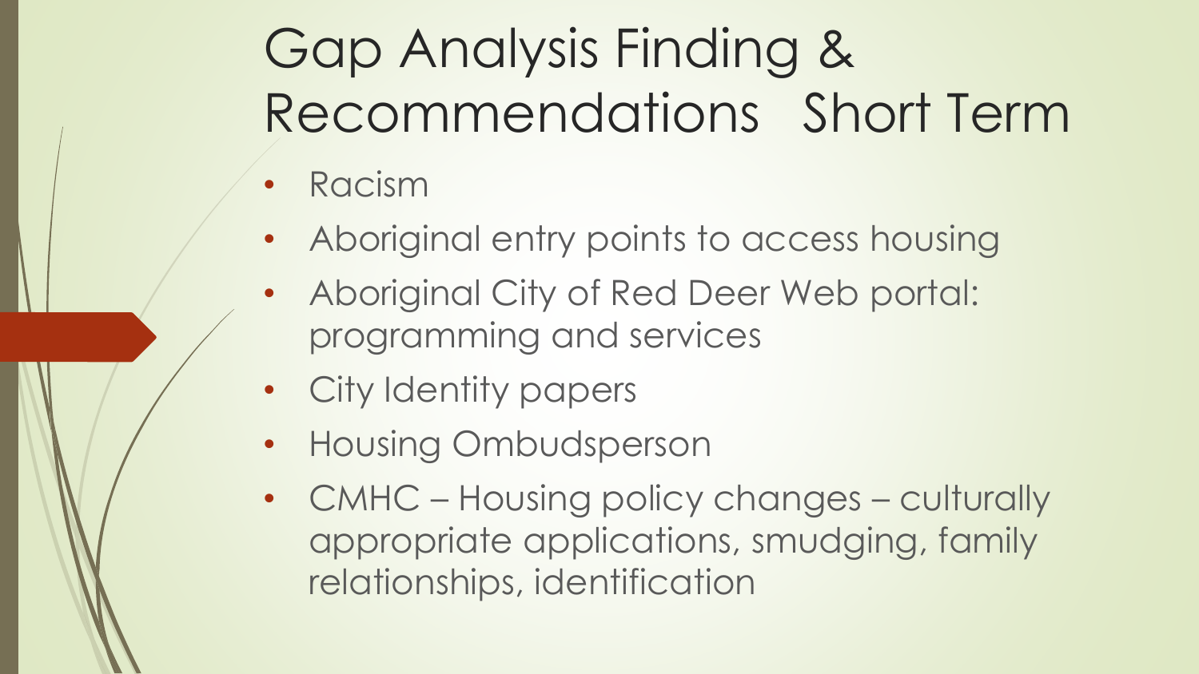# Gap Analysis Finding & Recommendations Short Term

- Racism
- Aboriginal entry points to access housing
- Aboriginal City of Red Deer Web portal: programming and services
- City Identity papers
- Housing Ombudsperson
- CMHC – Housing policy changes – culturally appropriate applications, smudging, family relationships, identification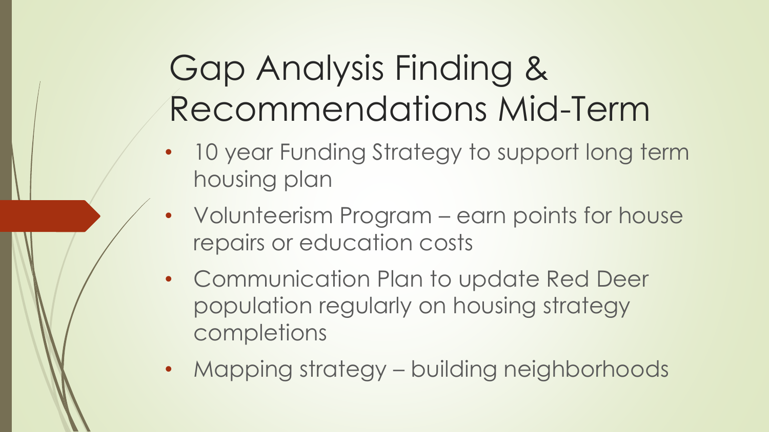# Gap Analysis Finding & Recommendations Mid-Term

- 10 year Funding Strategy to support long term housing plan
- Volunteerism Program – earn points for house repairs or education costs
- Communication Plan to update Red Deer population regularly on housing strategy completions
- Mapping strategy – building neighborhoods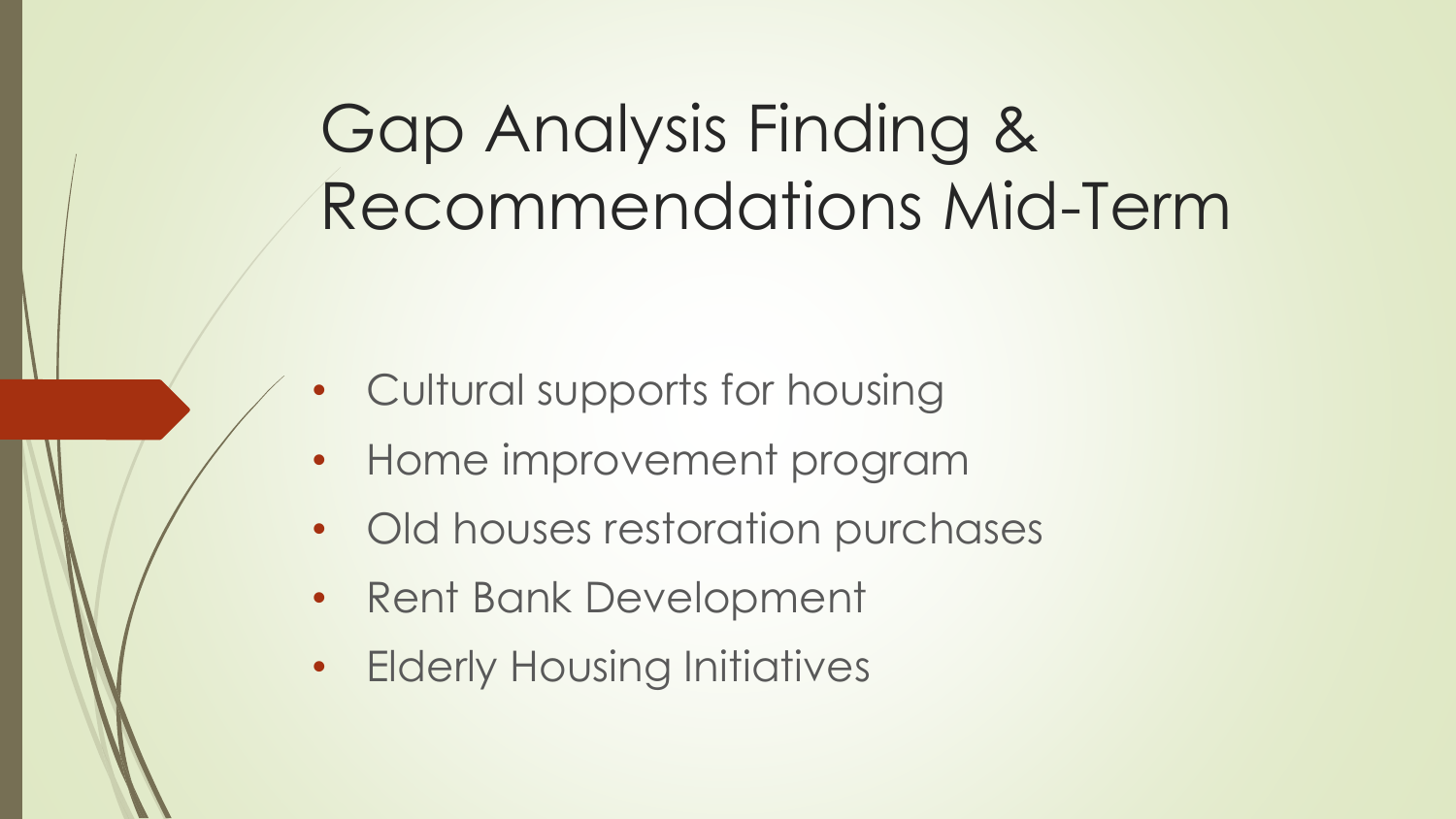# Gap Analysis Finding & Recommendations Mid-Term

- Cultural supports for housing
- Home improvement program
- Old houses restoration purchases
- Rent Bank Development
- Elderly Housing Initiatives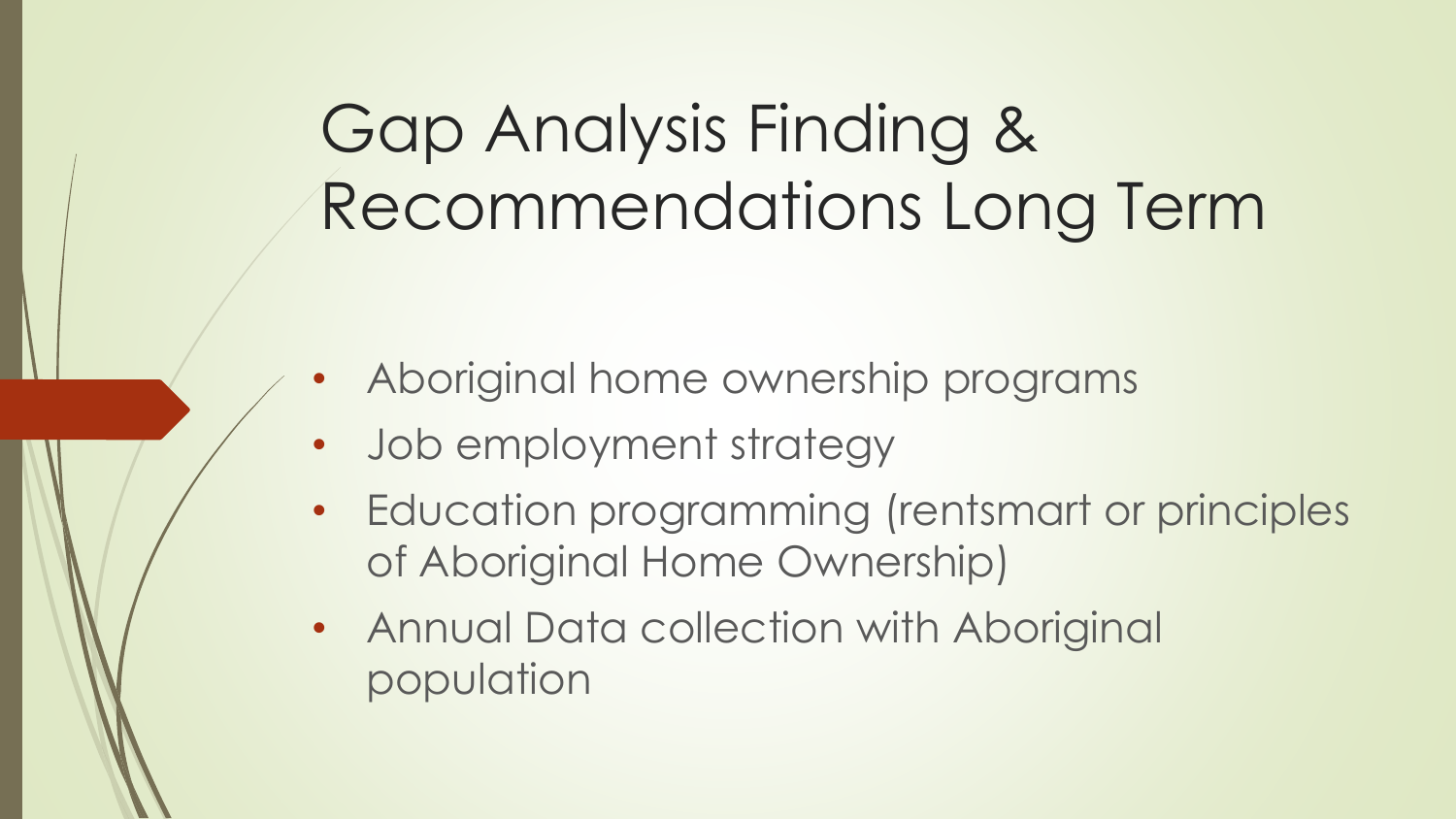# Gap Analysis Finding & Recommendations Long Term

- Aboriginal home ownership programs
- Job employment strategy
- Education programming (rentsmart or principles of Aboriginal Home Ownership)
- Annual Data collection with Aboriginal population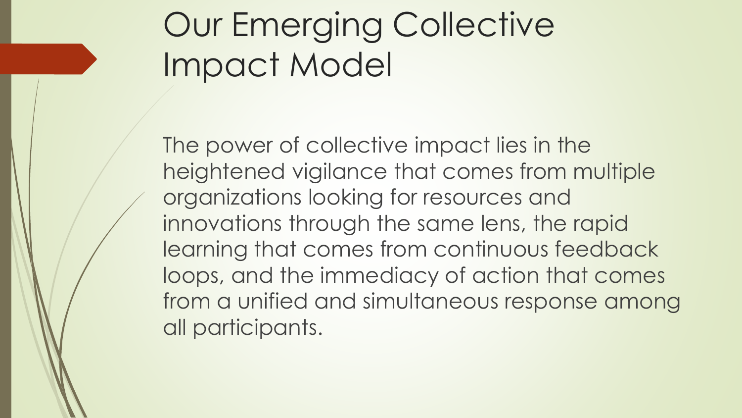# Our Emerging Collective Impact Model

The power of collective impact lies in the heightened vigilance that comes from multiple organizations looking for resources and innovations through the same lens, the rapid learning that comes from continuous feedback loops, and the immediacy of action that comes from a unified and simultaneous response among all participants.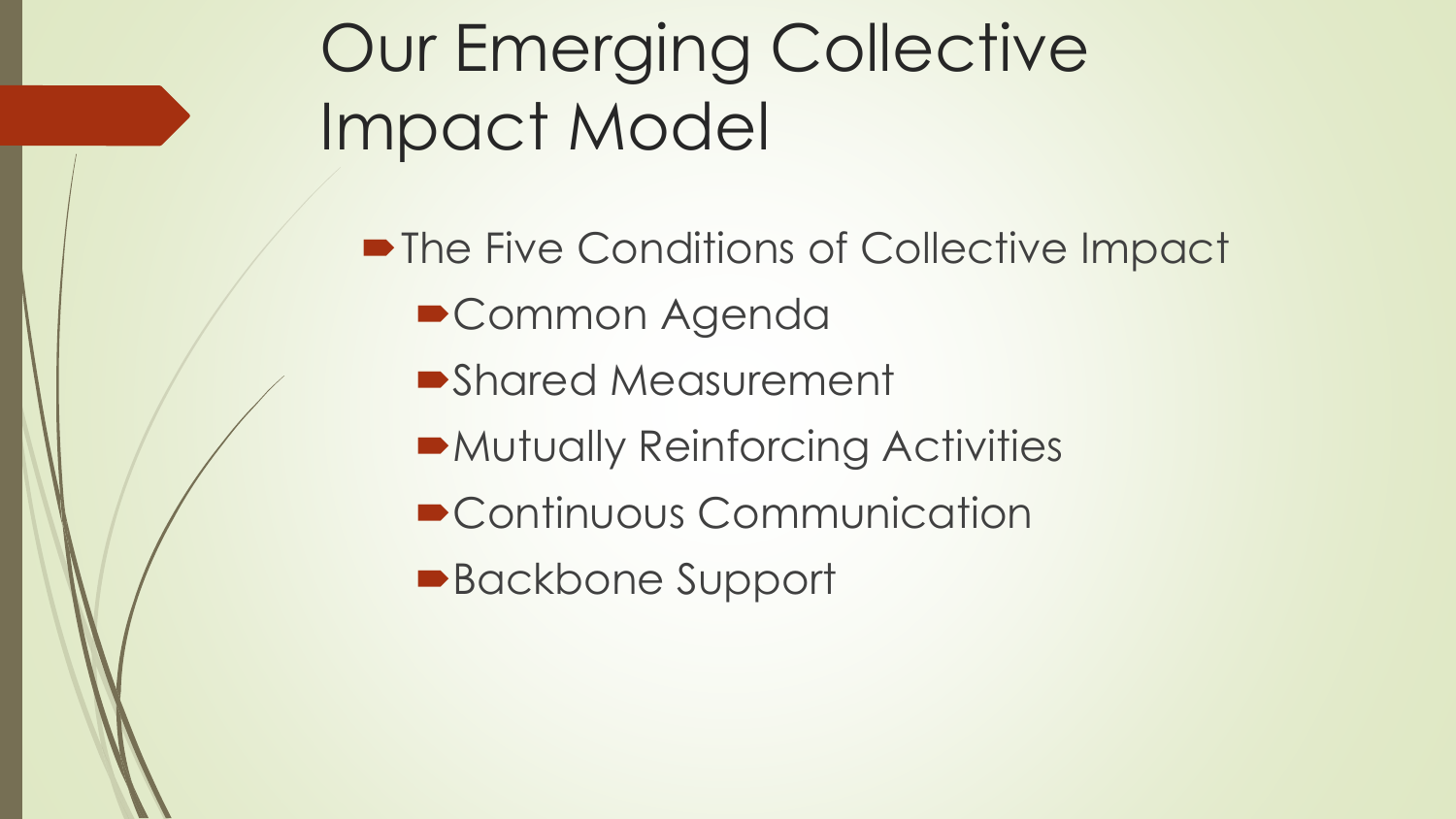# Our Emerging Collective Impact Model

- The Five Conditions of Collective Impact
  - Common Agenda
  - Shared Measurement
  - Mutually Reinforcing Activities
  - Continuous Communication
  - Backbone Support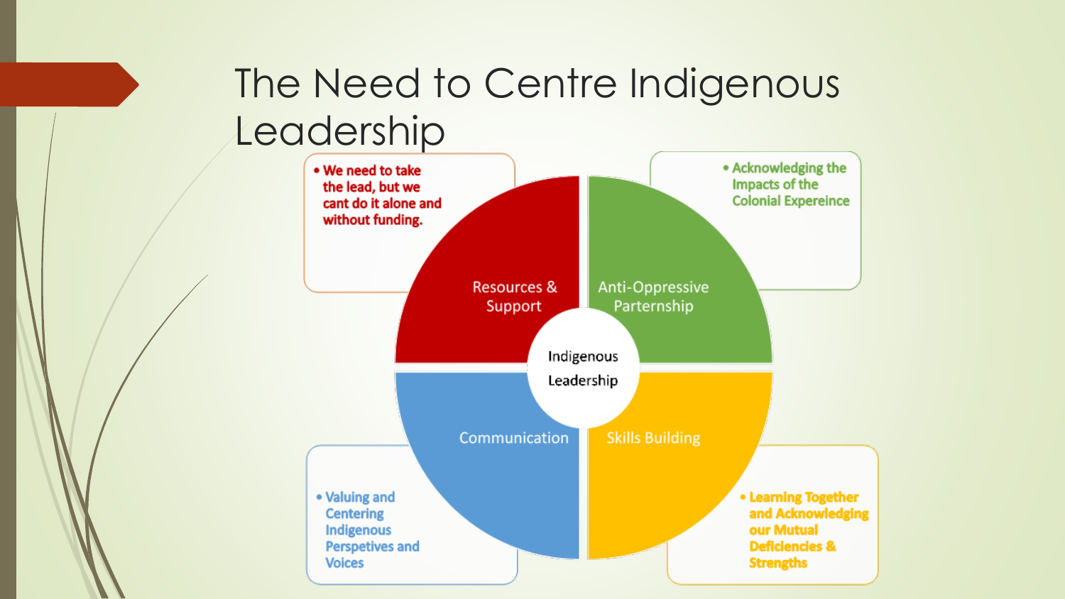# The Need to Centre Indigenous Leadership

**Indigenous Leadership**

**Resources & Support**
- We need to take the lead, but we cant do it alone and without funding.

**Anti-Oppressive Parternship**
- Acknowledging the Impacts of the Colonial Expereince

**Communication**
- Valuing and Centering Indigenous Perspetives and Voices

**Skills Building**
- Learning Together and Acknowledging our Mutual Deficiencies & Strengths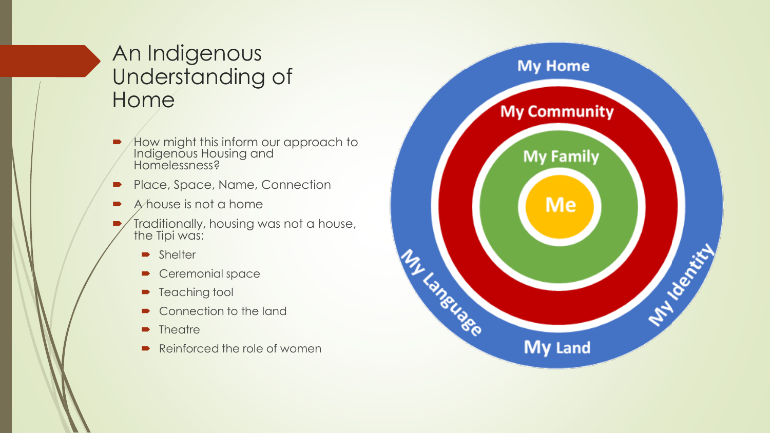# An Indigenous Understanding of Home

- How might this inform our approach to Indigenous Housing and Homelessness?
- Place, Space, Name, Connection
- A house is not a home
- Traditionally, housing was not a house, the Tipi was:
  - Shelter
  - Ceremonial space
  - Teaching tool
  - Connection to the land
  - Theatre
  - Reinforced the role of women

My Home

My Community

My Family

Me

My Language

My Land

My Identity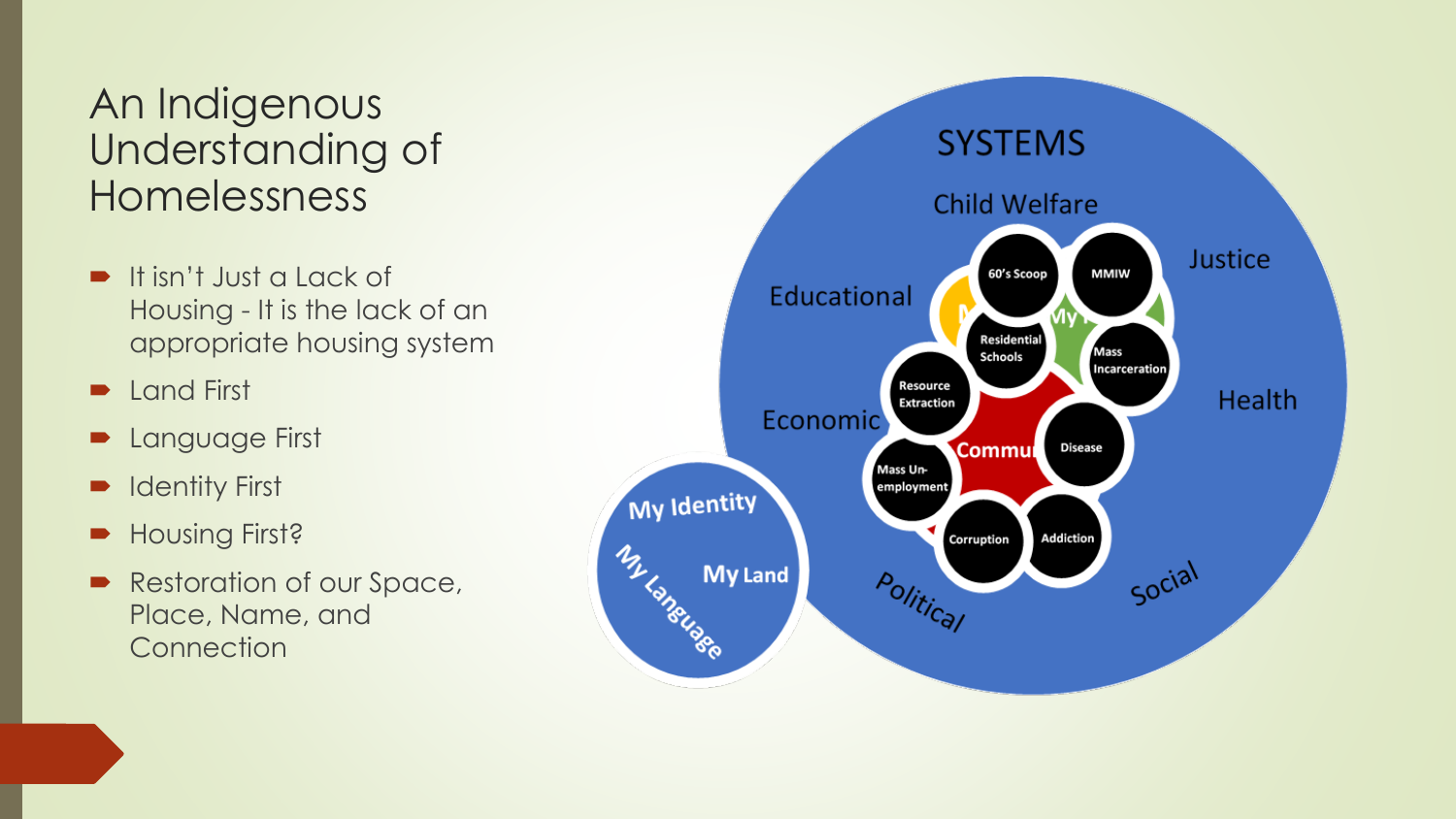# An Indigenous Understanding of Homelessness

- It isn't Just a Lack of Housing - It is the lack of an appropriate housing system
- Land First
- Language First
- Identity First
- Housing First?
- Restoration of our Space, Place, Name, and Connection

SYSTEMS

Child Welfare

Justice

Educational

Health

Economic

Political

Social

60's Scoop

MMIW

Residential Schools

Mass Incarceration

Resource Extraction

Disease

Mass Un-employment

Corruption

Addiction

Commu

My Identity

My Language

My Land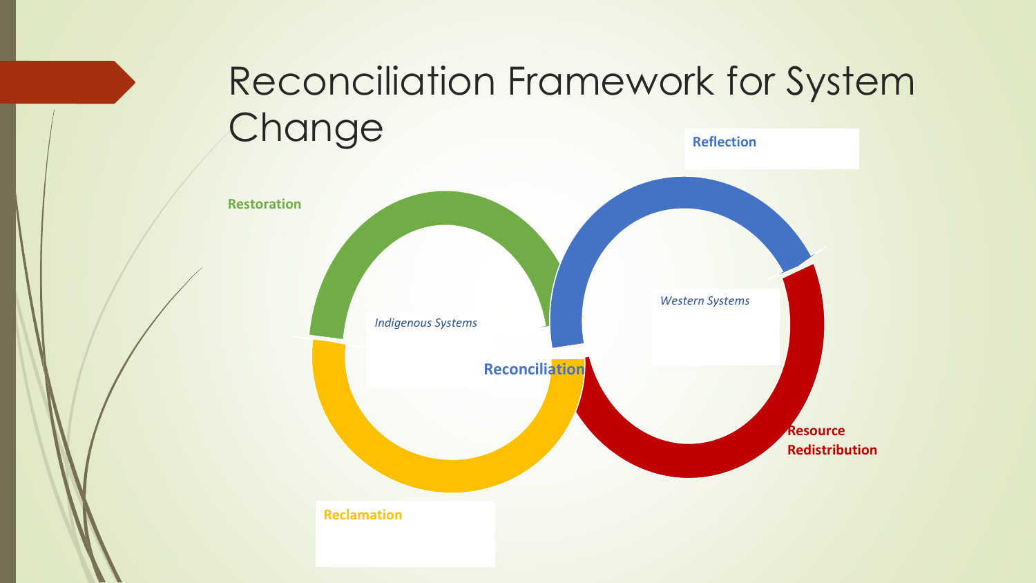# Reconciliation Framework for System Change

Reflection

Restoration

*Western Systems*

*Indigenous Systems*

Reconciliation

Resource Redistribution

Reclamation